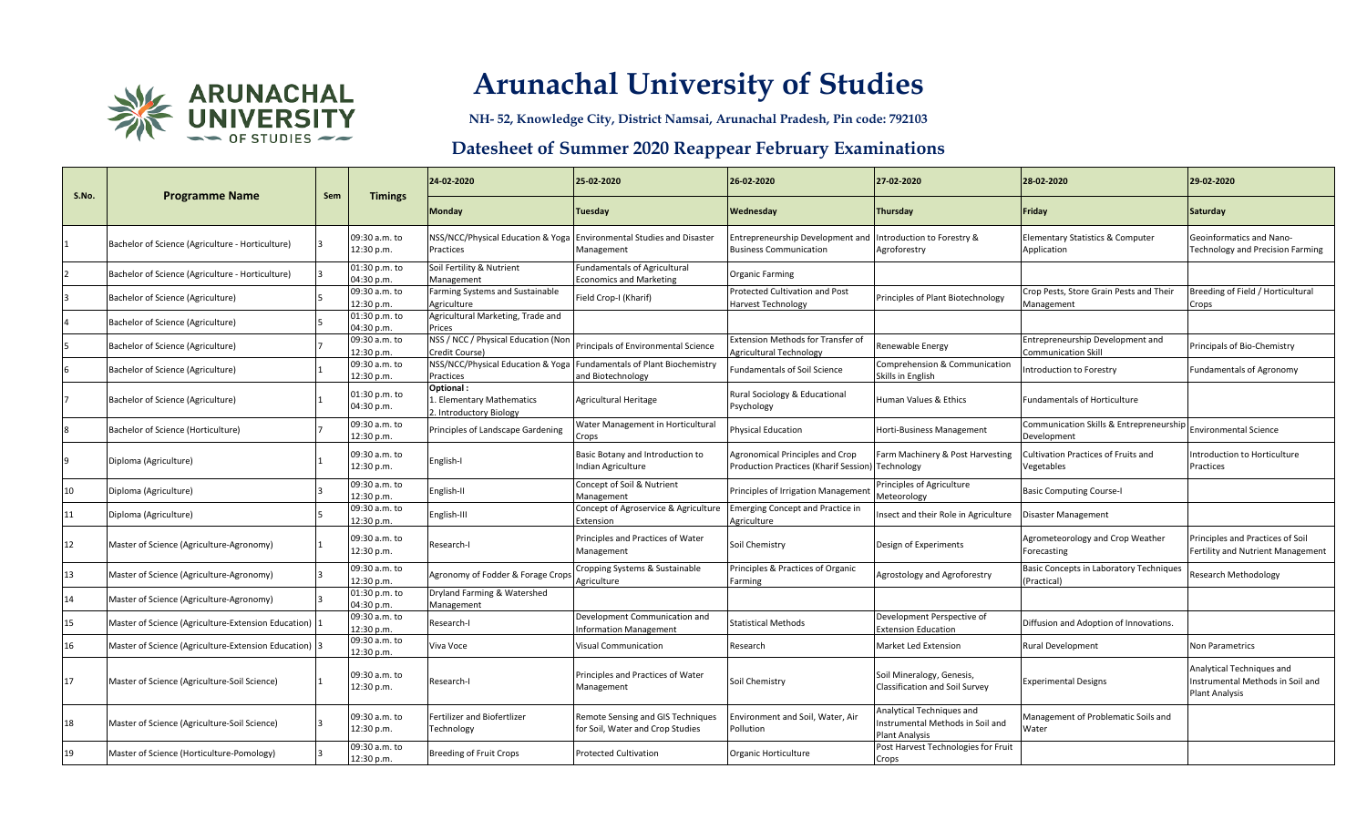# Arunachal University of Studies

**NH- 52, Knowledge City, District Namsai, Arunachal Pradesh, Pin code: 792103**

## Datesheet of Summer 2020 Reappear February Examinations

| S.No. | Programme Name | Sem | Timings | 24-02-2020 | 25-02-2020 | 26-02-2020 | 27-02-2020 | 28-02-2020 | 29-02-2020 |
|---|---|---|---|---|---|---|---|---|---|
| | | | | Monday | Tuesday | Wednesday | Thursday | Friday | Saturday |
| 1 | Bachelor of Science (Agriculture - Horticulture) | 3 | 09:30 a.m. to 12:30 p.m. | NSS/NCC/Physical Education & Yoga Practices | Environmental Studies and Disaster Management | Entrepreneurship Development and Business Communication | Introduction to Forestry & Agroforestry | Elementary Statistics & Computer Application | Geoinformatics and Nano-Technology and Precision Farming |
| 2 | Bachelor of Science (Agriculture - Horticulture) | 3 | 01:30 p.m. to 04:30 p.m. | Soil Fertility & Nutrient Management | Fundamentals of Agricultural Economics and Marketing | Organic Farming | | | |
| 3 | Bachelor of Science (Agriculture) | 5 | 09:30 a.m. to 12:30 p.m. | Farming Systems and Sustainable Agriculture | Field Crop-I (Kharif) | Protected Cultivation and Post Harvest Technology | Principles of Plant Biotechnology | Crop Pests, Store Grain Pests and Their Management | Breeding of Field / Horticultural Crops |
| 4 | Bachelor of Science (Agriculture) | 5 | 01:30 p.m. to 04:30 p.m. | Agricultural Marketing, Trade and Prices | | | | | |
| 5 | Bachelor of Science (Agriculture) | 7 | 09:30 a.m. to 12:30 p.m. | NSS / NCC / Physical Education (Non Credit Course) | Principals of Environmental Science | Extension Methods for Transfer of Agricultural Technology | Renewable Energy | Entrepreneurship Development and Communication Skill | Principals of Bio-Chemistry |
| 6 | Bachelor of Science (Agriculture) | 1 | 09:30 a.m. to 12:30 p.m. | NSS/NCC/Physical Education & Yoga Practices | Fundamentals of Plant Biochemistry and Biotechnology | Fundamentals of Soil Science | Comprehension & Communication Skills in English | Introduction to Forestry | Fundamentals of Agronomy |
| 7 | Bachelor of Science (Agriculture) | 1 | 01:30 p.m. to 04:30 p.m. | **Optional :** 1. Elementary Mathematics 2. Introductory Biology | Agricultural Heritage | Rural Sociology & Educational Psychology | Human Values & Ethics | Fundamentals of Horticulture | |
| 8 | Bachelor of Science (Horticulture) | 7 | 09:30 a.m. to 12:30 p.m. | Principles of Landscape Gardening | Water Management in Horticultural Crops | Physical Education | Horti-Business Management | Communication Skills & Entrepreneurship Development | Environmental Science |
| 9 | Diploma (Agriculture) | 1 | 09:30 a.m. to 12:30 p.m. | English-I | Basic Botany and Introduction to Indian Agriculture | Agronomical Principles and Crop Production Practices (Kharif Session) | Farm Machinery & Post Harvesting Technology | Cultivation Practices of Fruits and Vegetables | Introduction to Horticulture Practices |
| 10 | Diploma (Agriculture) | 3 | 09:30 a.m. to 12:30 p.m. | English-II | Concept of Soil & Nutrient Management | Principles of Irrigation Management | Principles of Agriculture Meteorology | Basic Computing Course-I | |
| 11 | Diploma (Agriculture) | 5 | 09:30 a.m. to 12:30 p.m. | English-III | Concept of Agroservice & Agriculture Extension | Emerging Concept and Practice in Agriculture | Insect and their Role in Agriculture | Disaster Management | |
| 12 | Master of Science (Agriculture-Agronomy) | 1 | 09:30 a.m. to 12:30 p.m. | Research-I | Principles and Practices of Water Management | Soil Chemistry | Design of Experiments | Agrometeorology and Crop Weather Forecasting | Principles and Practices of Soil Fertility and Nutrient Management |
| 13 | Master of Science (Agriculture-Agronomy) | 3 | 09:30 a.m. to 12:30 p.m. | Agronomy of Fodder & Forage Crops | Cropping Systems & Sustainable Agriculture | Principles & Practices of Organic Farming | Agrostology and Agroforestry | Basic Concepts in Laboratory Techniques (Practical) | Research Methodology |
| 14 | Master of Science (Agriculture-Agronomy) | 3 | 01:30 p.m. to 04:30 p.m. | Dryland Farming & Watershed Management | | | | | |
| 15 | Master of Science (Agriculture-Extension Education) | 1 | 09:30 a.m. to 12:30 p.m. | Research-I | Development Communication and Information Management | Statistical Methods | Development Perspective of Extension Education | Diffusion and Adoption of Innovations. | |
| 16 | Master of Science (Agriculture-Extension Education) | 3 | 09:30 a.m. to 12:30 p.m. | Viva Voce | Visual Communication | Research | Market Led Extension | Rural Development | Non Parametrics |
| 17 | Master of Science (Agriculture-Soil Science) | 1 | 09:30 a.m. to 12:30 p.m. | Research-I | Principles and Practices of Water Management | Soil Chemistry | Soil Mineralogy, Genesis, Classification and Soil Survey | Experimental Designs | Analytical Techniques and Instrumental Methods in Soil and Plant Analysis |
| 18 | Master of Science (Agriculture-Soil Science) | 3 | 09:30 a.m. to 12:30 p.m. | Fertilizer and Biofertlizer Technology | Remote Sensing and GIS Techniques for Soil, Water and Crop Studies | Environment and Soil, Water, Air Pollution | Analytical Techniques and Instrumental Methods in Soil and Plant Analysis | Management of Problematic Soils and Water | |
| 19 | Master of Science (Horticulture-Pomology) | 3 | 09:30 a.m. to 12:30 p.m. | Breeding of Fruit Crops | Protected Cultivation | Organic Horticulture | Post Harvest Technologies for Fruit Crops | | |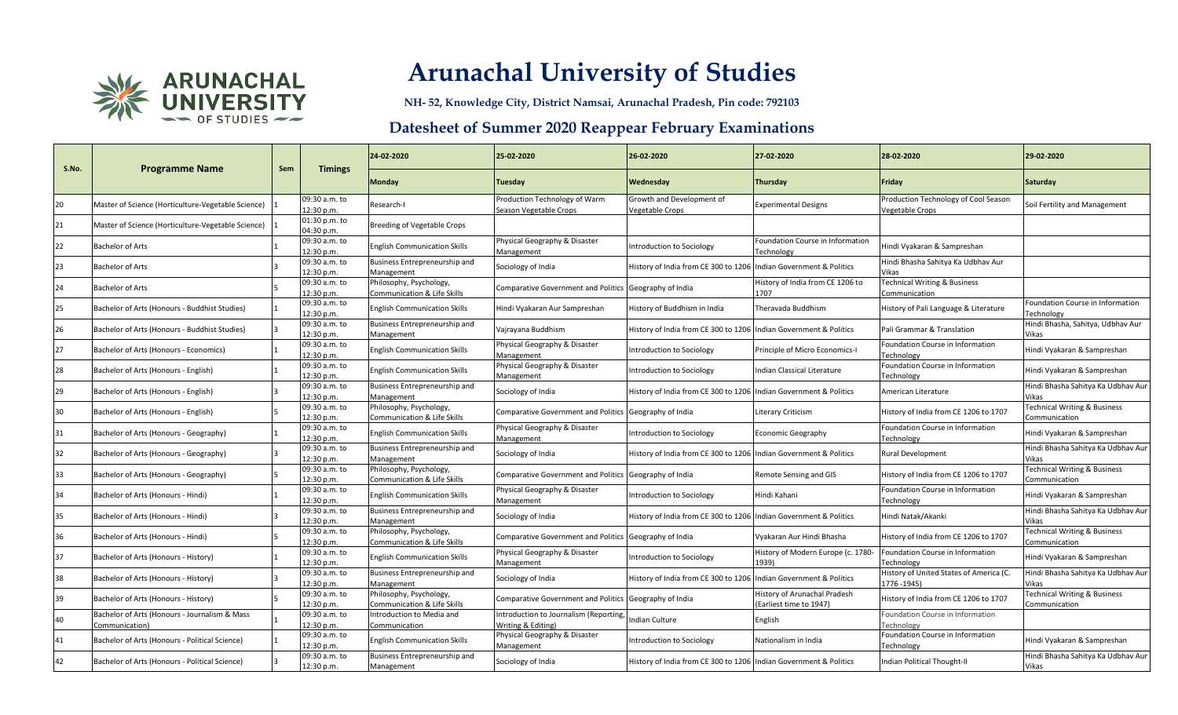# Arunachal University of Studies

**NH- 52, Knowledge City, District Namsai, Arunachal Pradesh, Pin code: 792103**

## Datesheet of Summer 2020 Reappear February Examinations

| S.No. | Programme Name | Sem | Timings | 24-02-2020 | 25-02-2020 | 26-02-2020 | 27-02-2020 | 28-02-2020 | 29-02-2020 |
|---|---|---|---|---|---|---|---|---|---|
| | | | | Monday | Tuesday | Wednesday | Thursday | Friday | Saturday |
| 20 | Master of Science (Horticulture-Vegetable Science) | 1 | 09:30 a.m. to 12:30 p.m. | Research-I | Production Technology of Warm Season Vegetable Crops | Growth and Development of Vegetable Crops | Experimental Designs | Production Technology of Cool Season Vegetable Crops | Soil Fertility and Management |
| 21 | Master of Science (Horticulture-Vegetable Science) | 1 | 01:30 p.m. to 04:30 p.m. | Breeding of Vegetable Crops | | | | | |
| 22 | Bachelor of Arts | 1 | 09:30 a.m. to 12:30 p.m. | English Communication Skills | Physical Geography & Disaster Management | Introduction to Sociology | Foundation Course in Information Technology | Hindi Vyakaran & Sampreshan | |
| 23 | Bachelor of Arts | 3 | 09:30 a.m. to 12:30 p.m. | Business Entrepreneurship and Management | Sociology of India | History of India from CE 300 to 1206 | Indian Government & Politics | Hindi Bhasha Sahitya Ka Udbhav Aur Vikas | |
| 24 | Bachelor of Arts | 5 | 09:30 a.m. to 12:30 p.m. | Philosophy, Psychology, Communication & Life Skills | Comparative Government and Politics | Geography of India | History of India from CE 1206 to 1707 | Technical Writing & Business Communication | |
| 25 | Bachelor of Arts (Honours - Buddhist Studies) | 1 | 09:30 a.m. to 12:30 p.m. | English Communication Skills | Hindi Vyakaran Aur Sampreshan | History of Buddhism in India | Theravada Buddhism | History of Pali Language & Literature | Foundation Course in Information Technology |
| 26 | Bachelor of Arts (Honours - Buddhist Studies) | 3 | 09:30 a.m. to 12:30 p.m. | Business Entrepreneurship and Management | Vajrayana Buddhism | History of India from CE 300 to 1206 | Indian Government & Politics | Pali Grammar & Translation | Hindi Bhasha, Sahitya, Udbhav Aur Vikas |
| 27 | Bachelor of Arts (Honours - Economics) | 1 | 09:30 a.m. to 12:30 p.m. | English Communication Skills | Physical Geography & Disaster Management | Introduction to Sociology | Principle of Micro Economics-I | Foundation Course in Information Technology | Hindi Vyakaran & Sampreshan |
| 28 | Bachelor of Arts (Honours - English) | 1 | 09:30 a.m. to 12:30 p.m. | English Communication Skills | Physical Geography & Disaster Management | Introduction to Sociology | Indian Classical Literature | Foundation Course in Information Technology | Hindi Vyakaran & Sampreshan |
| 29 | Bachelor of Arts (Honours - English) | 3 | 09:30 a.m. to 12:30 p.m. | Business Entrepreneurship and Management | Sociology of India | History of India from CE 300 to 1206 | Indian Government & Politics | American Literature | Hindi Bhasha Sahitya Ka Udbhav Aur Vikas |
| 30 | Bachelor of Arts (Honours - English) | 5 | 09:30 a.m. to 12:30 p.m. | Philosophy, Psychology, Communication & Life Skills | Comparative Government and Politics | Geography of India | Literary Criticism | History of India from CE 1206 to 1707 | Technical Writing & Business Communication |
| 31 | Bachelor of Arts (Honours - Geography) | 1 | 09:30 a.m. to 12:30 p.m. | English Communication Skills | Physical Geography & Disaster Management | Introduction to Sociology | Economic Geography | Foundation Course in Information Technology | Hindi Vyakaran & Sampreshan |
| 32 | Bachelor of Arts (Honours - Geography) | 3 | 09:30 a.m. to 12:30 p.m. | Business Entrepreneurship and Management | Sociology of India | History of India from CE 300 to 1206 | Indian Government & Politics | Rural Development | Hindi Bhasha Sahitya Ka Udbhav Aur Vikas |
| 33 | Bachelor of Arts (Honours - Geography) | 5 | 09:30 a.m. to 12:30 p.m. | Philosophy, Psychology, Communication & Life Skills | Comparative Government and Politics | Geography of India | Remote Sensing and GIS | History of India from CE 1206 to 1707 | Technical Writing & Business Communication |
| 34 | Bachelor of Arts (Honours - Hindi) | 1 | 09:30 a.m. to 12:30 p.m. | English Communication Skills | Physical Geography & Disaster Management | Introduction to Sociology | Hindi Kahani | Foundation Course in Information Technology | Hindi Vyakaran & Sampreshan |
| 35 | Bachelor of Arts (Honours - Hindi) | 3 | 09:30 a.m. to 12:30 p.m. | Business Entrepreneurship and Management | Sociology of India | History of India from CE 300 to 1206 | Indian Government & Politics | Hindi Natak/Akanki | Hindi Bhasha Sahitya Ka Udbhav Aur Vikas |
| 36 | Bachelor of Arts (Honours - Hindi) | 5 | 09:30 a.m. to 12:30 p.m. | Philosophy, Psychology, Communication & Life Skills | Comparative Government and Politics | Geography of India | Vyakaran Aur Hindi Bhasha | History of India from CE 1206 to 1707 | Technical Writing & Business Communication |
| 37 | Bachelor of Arts (Honours - History) | 1 | 09:30 a.m. to 12:30 p.m. | English Communication Skills | Physical Geography & Disaster Management | Introduction to Sociology | History of Modern Europe (c. 1780-1939) | Foundation Course in Information Technology | Hindi Vyakaran & Sampreshan |
| 38 | Bachelor of Arts (Honours - History) | 3 | 09:30 a.m. to 12:30 p.m. | Business Entrepreneurship and Management | Sociology of India | History of India from CE 300 to 1206 | Indian Government & Politics | History of United States of America (C. 1776 -1945) | Hindi Bhasha Sahitya Ka Udbhav Aur Vikas |
| 39 | Bachelor of Arts (Honours - History) | 5 | 09:30 a.m. to 12:30 p.m. | Philosophy, Psychology, Communication & Life Skills | Comparative Government and Politics | Geography of India | History of Arunachal Pradesh (Earliest time to 1947) | History of India from CE 1206 to 1707 | Technical Writing & Business Communication |
| 40 | Bachelor of Arts (Honours - Journalism & Mass Communication) | 1 | 09:30 a.m. to 12:30 p.m. | Introduction to Media and Communication | Introduction to Journalism (Reporting, Writing & Editing) | Indian Culture | English | Foundation Course in Information Technology | |
| 41 | Bachelor of Arts (Honours - Political Science) | 1 | 09:30 a.m. to 12:30 p.m. | English Communication Skills | Physical Geography & Disaster Management | Introduction to Sociology | Nationalism in India | Foundation Course in Information Technology | Hindi Vyakaran & Sampreshan |
| 42 | Bachelor of Arts (Honours - Political Science) | 3 | 09:30 a.m. to 12:30 p.m. | Business Entrepreneurship and Management | Sociology of India | History of India from CE 300 to 1206 | Indian Government & Politics | Indian Political Thought-II | Hindi Bhasha Sahitya Ka Udbhav Aur Vikas |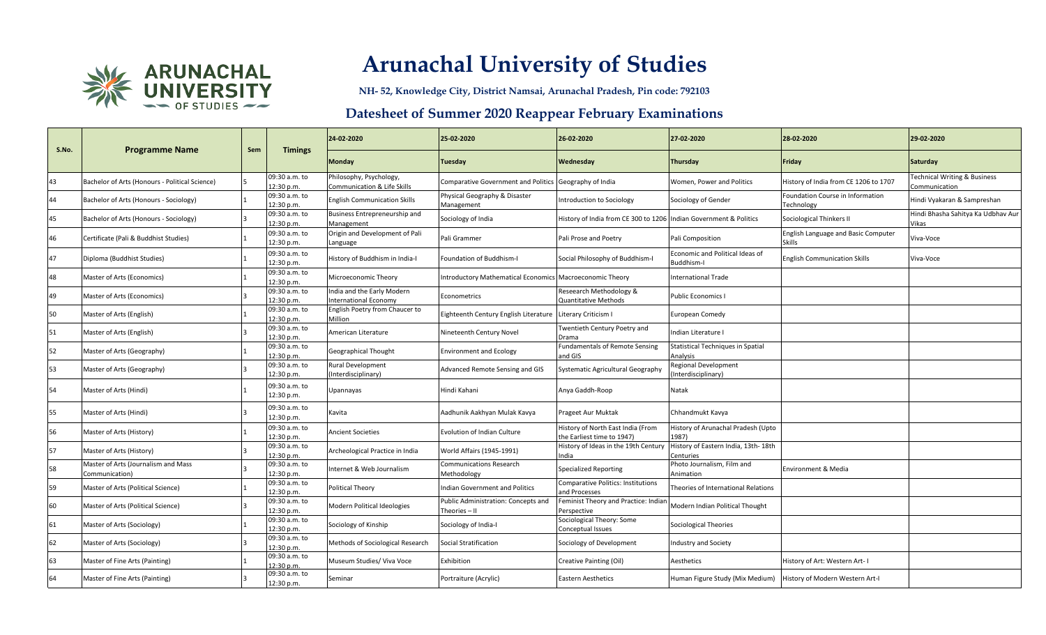# Arunachal University of Studies

**NH- 52, Knowledge City, District Namsai, Arunachal Pradesh, Pin code: 792103**

## Datesheet of Summer 2020 Reappear February Examinations

| S.No. | Programme Name | Sem | Timings | 24-02-2020 | 25-02-2020 | 26-02-2020 | 27-02-2020 | 28-02-2020 | 29-02-2020 |
|---|---|---|---|---|---|---|---|---|---|
| | | | | Monday | Tuesday | Wednesday | Thursday | Friday | Saturday |
| 43 | Bachelor of Arts (Honours - Political Science) | 5 | 09:30 a.m. to 12:30 p.m. | Philosophy, Psychology, Communication & Life Skills | Comparative Government and Politics | Geography of India | Women, Power and Politics | History of India from CE 1206 to 1707 | Technical Writing & Business Communication |
| 44 | Bachelor of Arts (Honours - Sociology) | 1 | 09:30 a.m. to 12:30 p.m. | English Communication Skills | Physical Geography & Disaster Management | Introduction to Sociology | Sociology of Gender | Foundation Course in Information Technology | Hindi Vyakaran & Sampreshan |
| 45 | Bachelor of Arts (Honours - Sociology) | 3 | 09:30 a.m. to 12:30 p.m. | Business Entrepreneurship and Management | Sociology of India | History of India from CE 300 to 1206 | Indian Government & Politics | Sociological Thinkers II | Hindi Bhasha Sahitya Ka Udbhav Aur Vikas |
| 46 | Certificate (Pali & Buddhist Studies) | 1 | 09:30 a.m. to 12:30 p.m. | Origin and Development of Pali Language | Pali Grammer | Pali Prose and Poetry | Pali Composition | English Language and Basic Computer Skills | Viva-Voce |
| 47 | Diploma (Buddhist Studies) | 1 | 09:30 a.m. to 12:30 p.m. | History of Buddhism in India-I | Foundation of Buddhism-I | Social Philosophy of Buddhism-I | Economic and Political Ideas of Buddhism-I | English Communication Skills | Viva-Voce |
| 48 | Master of Arts (Economics) | 1 | 09:30 a.m. to 12:30 p.m. | Microeconomic Theory | Introductory Mathematical Economics | Macroeconomic Theory | International Trade | | |
| 49 | Master of Arts (Economics) | 3 | 09:30 a.m. to 12:30 p.m. | India and the Early Modern International Economy | Econometrics | Reseearch Methodology & Quantitative Methods | Public Economics I | | |
| 50 | Master of Arts (English) | 1 | 09:30 a.m. to 12:30 p.m. | English Poetry from Chaucer to Million | Eighteenth Century English Literature | Literary Criticism I | European Comedy | | |
| 51 | Master of Arts (English) | 3 | 09:30 a.m. to 12:30 p.m. | American Literature | Nineteenth Century Novel | Twentieth Century Poetry and Drama | Indian Literature I | | |
| 52 | Master of Arts (Geography) | 1 | 09:30 a.m. to 12:30 p.m. | Geographical Thought | Environment and Ecology | Fundamentals of Remote Sensing and GIS | Statistical Techniques in Spatial Analysis | | |
| 53 | Master of Arts (Geography) | 3 | 09:30 a.m. to 12:30 p.m. | Rural Development (Interdisciplinary) | Advanced Remote Sensing and GIS | Systematic Agricultural Geography | Regional Development (Interdisciplinary) | | |
| 54 | Master of Arts (Hindi) | 1 | 09:30 a.m. to 12:30 p.m. | Upannayas | Hindi Kahani | Anya Gaddh-Roop | Natak | | |
| 55 | Master of Arts (Hindi) | 3 | 09:30 a.m. to 12:30 p.m. | Kavita | Aadhunik Aakhyan Mulak Kavya | Prageet Aur Muktak | Chhandmukt Kavya | | |
| 56 | Master of Arts (History) | 1 | 09:30 a.m. to 12:30 p.m. | Ancient Societies | Evolution of Indian Culture | History of North East India (From the Earliest time to 1947) | History of Arunachal Pradesh (Upto 1987) | | |
| 57 | Master of Arts (History) | 3 | 09:30 a.m. to 12:30 p.m. | Archeological Practice in India | World Affairs (1945-1991) | History of Ideas in the 19th Century India | History of Eastern India, 13th- 18th Centuries | | |
| 58 | Master of Arts (Journalism and Mass Communication) | 3 | 09:30 a.m. to 12:30 p.m. | Internet & Web Journalism | Communications Research Methodology | Specialized Reporting | Photo Journalism, Film and Animation | Environment & Media | |
| 59 | Master of Arts (Political Science) | 1 | 09:30 a.m. to 12:30 p.m. | Political Theory | Indian Government and Politics | Comparative Politics: Institutions and Processes | Theories of International Relations | | |
| 60 | Master of Arts (Political Science) | 3 | 09:30 a.m. to 12:30 p.m. | Modern Political Ideologies | Public Administration: Concepts and Theories – II | Feminist Theory and Practice: Indian Perspective | Modern Indian Political Thought | | |
| 61 | Master of Arts (Sociology) | 1 | 09:30 a.m. to 12:30 p.m. | Sociology of Kinship | Sociology of India-I | Sociological Theory: Some Conceptual Issues | Sociological Theories | | |
| 62 | Master of Arts (Sociology) | 3 | 09:30 a.m. to 12:30 p.m. | Methods of Sociological Research | Social Stratification | Sociology of Development | Industry and Society | | |
| 63 | Master of Fine Arts (Painting) | 1 | 09:30 a.m. to 12:30 p.m. | Museum Studies/ Viva Voce | Exhibition | Creative Painting (Oil) | Aesthetics | History of Art: Western Art- I | |
| 64 | Master of Fine Arts (Painting) | 3 | 09:30 a.m. to 12:30 p.m. | Seminar | Portraiture (Acrylic) | Eastern Aesthetics | Human Figure Study (Mix Medium) | History of Modern Western Art-I | |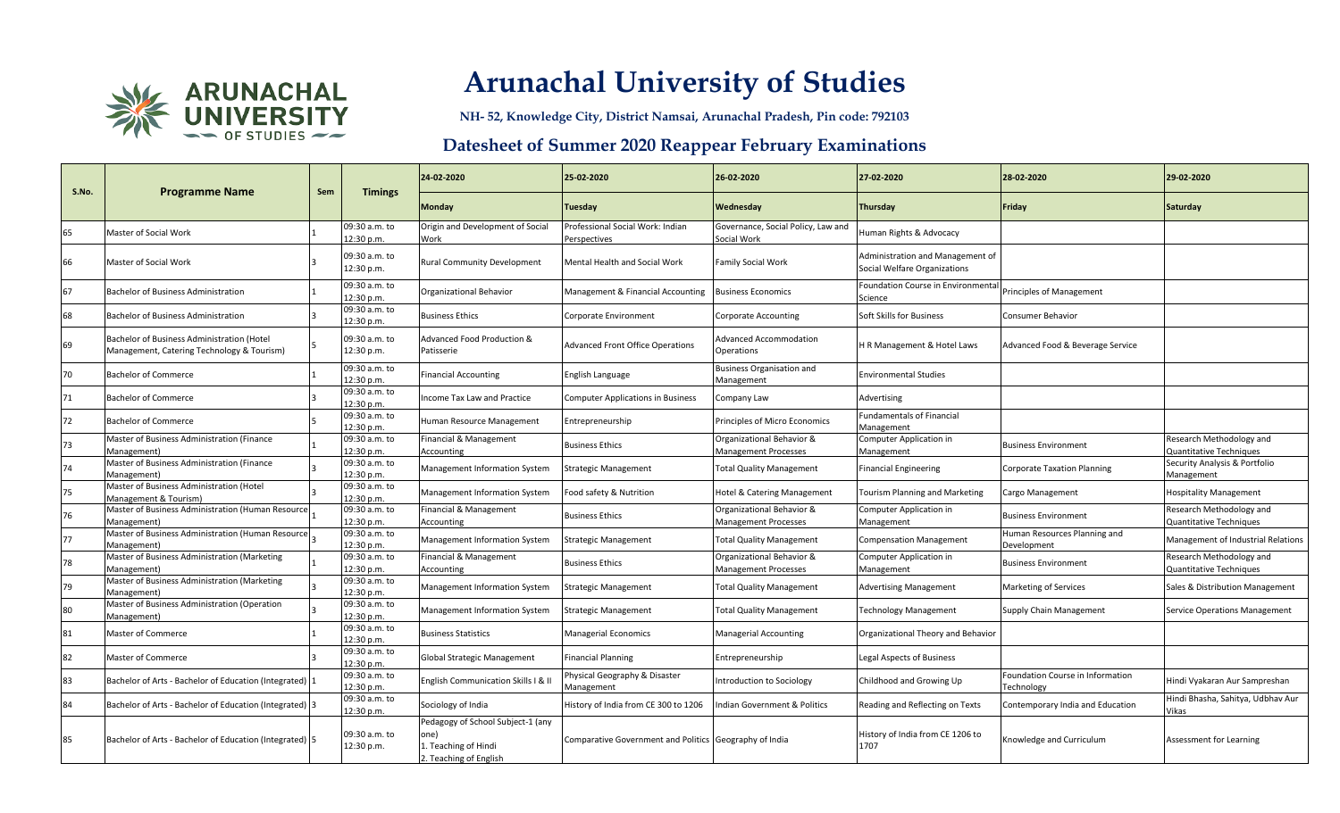# Arunachal University of Studies

**NH- 52, Knowledge City, District Namsai, Arunachal Pradesh, Pin code: 792103**

## Datesheet of Summer 2020 Reappear February Examinations

| S.No. | Programme Name | Sem | Timings | 24-02-2020 | 25-02-2020 | 26-02-2020 | 27-02-2020 | 28-02-2020 | 29-02-2020 |
|---|---|---|---|---|---|---|---|---|---|
| | | | | Monday | Tuesday | Wednesday | Thursday | Friday | Saturday |
| 65 | Master of Social Work | 1 | 09:30 a.m. to 12:30 p.m. | Origin and Development of Social Work | Professional Social Work: Indian Perspectives | Governance, Social Policy, Law and Social Work | Human Rights & Advocacy | | |
| 66 | Master of Social Work | 3 | 09:30 a.m. to 12:30 p.m. | Rural Community Development | Mental Health and Social Work | Family Social Work | Administration and Management of Social Welfare Organizations | | |
| 67 | Bachelor of Business Administration | 1 | 09:30 a.m. to 12:30 p.m. | Organizational Behavior | Management & Financial Accounting | Business Economics | Foundation Course in Environmental Science | Principles of Management | |
| 68 | Bachelor of Business Administration | 3 | 09:30 a.m. to 12:30 p.m. | Business Ethics | Corporate Environment | Corporate Accounting | Soft Skills for Business | Consumer Behavior | |
| 69 | Bachelor of Business Administration (Hotel Management, Catering Technology & Tourism) | 5 | 09:30 a.m. to 12:30 p.m. | Advanced Food Production & Patisserie | Advanced Front Office Operations | Advanced Accommodation Operations | H R Management & Hotel Laws | Advanced Food & Beverage Service | |
| 70 | Bachelor of Commerce | 1 | 09:30 a.m. to 12:30 p.m. | Financial Accounting | English Language | Business Organisation and Management | Environmental Studies | | |
| 71 | Bachelor of Commerce | 3 | 09:30 a.m. to 12:30 p.m. | Income Tax Law and Practice | Computer Applications in Business | Company Law | Advertising | | |
| 72 | Bachelor of Commerce | 5 | 09:30 a.m. to 12:30 p.m. | Human Resource Management | Entrepreneurship | Principles of Micro Economics | Fundamentals of Financial Management | | |
| 73 | Master of Business Administration (Finance Management) | 1 | 09:30 a.m. to 12:30 p.m. | Financial & Management Accounting | Business Ethics | Organizational Behavior & Management Processes | Computer Application in Management | Business Environment | Research Methodology and Quantitative Techniques |
| 74 | Master of Business Administration (Finance Management) | 3 | 09:30 a.m. to 12:30 p.m. | Management Information System | Strategic Management | Total Quality Management | Financial Engineering | Corporate Taxation Planning | Security Analysis & Portfolio Management |
| 75 | Master of Business Administration (Hotel Management & Tourism) | 3 | 09:30 a.m. to 12:30 p.m. | Management Information System | Food safety & Nutrition | Hotel & Catering Management | Tourism Planning and Marketing | Cargo Management | Hospitality Management |
| 76 | Master of Business Administration (Human Resource Management) | 1 | 09:30 a.m. to 12:30 p.m. | Financial & Management Accounting | Business Ethics | Organizational Behavior & Management Processes | Computer Application in Management | Business Environment | Research Methodology and Quantitative Techniques |
| 77 | Master of Business Administration (Human Resource Management) | 3 | 09:30 a.m. to 12:30 p.m. | Management Information System | Strategic Management | Total Quality Management | Compensation Management | Human Resources Planning and Development | Management of Industrial Relations |
| 78 | Master of Business Administration (Marketing Management) | 1 | 09:30 a.m. to 12:30 p.m. | Financial & Management Accounting | Business Ethics | Organizational Behavior & Management Processes | Computer Application in Management | Business Environment | Research Methodology and Quantitative Techniques |
| 79 | Master of Business Administration (Marketing Management) | 3 | 09:30 a.m. to 12:30 p.m. | Management Information System | Strategic Management | Total Quality Management | Advertising Management | Marketing of Services | Sales & Distribution Management |
| 80 | Master of Business Administration (Operation Management) | 3 | 09:30 a.m. to 12:30 p.m. | Management Information System | Strategic Management | Total Quality Management | Technology Management | Supply Chain Management | Service Operations Management |
| 81 | Master of Commerce | 1 | 09:30 a.m. to 12:30 p.m. | Business Statistics | Managerial Economics | Managerial Accounting | Organizational Theory and Behavior | | |
| 82 | Master of Commerce | 3 | 09:30 a.m. to 12:30 p.m. | Global Strategic Management | Financial Planning | Entrepreneurship | Legal Aspects of Business | | |
| 83 | Bachelor of Arts - Bachelor of Education (Integrated) | 1 | 09:30 a.m. to 12:30 p.m. | English Communication Skills I & II | Physical Geography & Disaster Management | Introduction to Sociology | Childhood and Growing Up | Foundation Course in Information Technology | Hindi Vyakaran Aur Sampreshan |
| 84 | Bachelor of Arts - Bachelor of Education (Integrated) | 3 | 09:30 a.m. to 12:30 p.m. | Sociology of India | History of India from CE 300 to 1206 | Indian Government & Politics | Reading and Reflecting on Texts | Contemporary India and Education | Hindi Bhasha, Sahitya, Udbhav Aur Vikas |
| 85 | Bachelor of Arts - Bachelor of Education (Integrated) | 5 | 09:30 a.m. to 12:30 p.m. | Pedagogy of School Subject-1 (any one) 1. Teaching of Hindi 2. Teaching of English | Comparative Government and Politics | Geography of India | History of India from CE 1206 to 1707 | Knowledge and Curriculum | Assessment for Learning |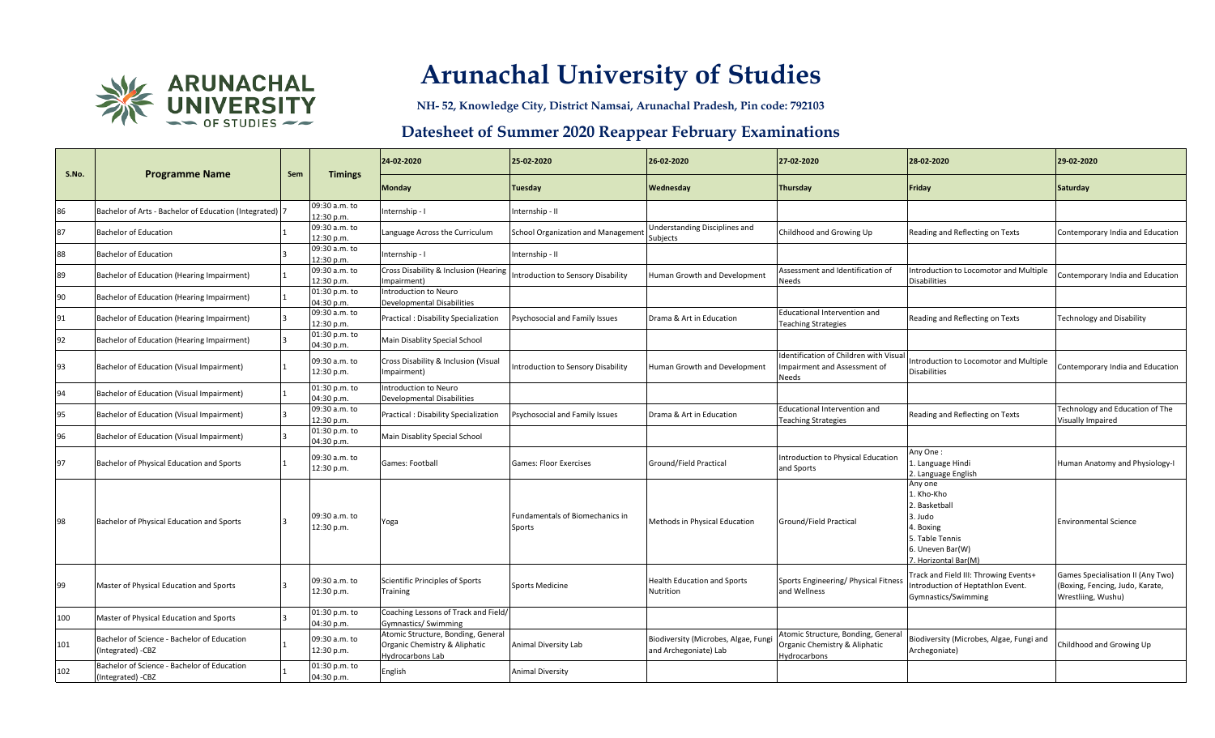# Arunachal University of Studies

**NH- 52, Knowledge City, District Namsai, Arunachal Pradesh, Pin code: 792103**

## Datesheet of Summer 2020 Reappear February Examinations

| S.No. | Programme Name | Sem | Timings | 24-02-2020 | 25-02-2020 | 26-02-2020 | 27-02-2020 | 28-02-2020 | 29-02-2020 |
|---|---|---|---|---|---|---|---|---|---|
| | | | | Monday | Tuesday | Wednesday | Thursday | Friday | Saturday |
| 86 | Bachelor of Arts - Bachelor of Education (Integrated) | 7 | 09:30 a.m. to 12:30 p.m. | Internship - I | Internship - II | | | | |
| 87 | Bachelor of Education | 1 | 09:30 a.m. to 12:30 p.m. | Language Across the Curriculum | School Organization and Management | Understanding Disciplines and Subjects | Childhood and Growing Up | Reading and Reflecting on Texts | Contemporary India and Education |
| 88 | Bachelor of Education | 3 | 09:30 a.m. to 12:30 p.m. | Internship - I | Internship - II | | | | |
| 89 | Bachelor of Education (Hearing Impairment) | 1 | 09:30 a.m. to 12:30 p.m. | Cross Disability & Inclusion (Hearing Impairment) | Introduction to Sensory Disability | Human Growth and Development | Assessment and Identification of Needs | Introduction to Locomotor and Multiple Disabilities | Contemporary India and Education |
| 90 | Bachelor of Education (Hearing Impairment) | 1 | 01:30 p.m. to 04:30 p.m. | Introduction to Neuro Developmental Disabilities | | | | | |
| 91 | Bachelor of Education (Hearing Impairment) | 3 | 09:30 a.m. to 12:30 p.m. | Practical : Disability Specialization | Psychosocial and Family Issues | Drama & Art in Education | Educational Intervention and Teaching Strategies | Reading and Reflecting on Texts | Technology and Disability |
| 92 | Bachelor of Education (Hearing Impairment) | 3 | 01:30 p.m. to 04:30 p.m. | Main Disablity Special School | | | | | |
| 93 | Bachelor of Education (Visual Impairment) | 1 | 09:30 a.m. to 12:30 p.m. | Cross Disability & Inclusion (Visual Impairment) | Introduction to Sensory Disability | Human Growth and Development | Identification of Children with Visual Impairment and Assessment of Needs | Introduction to Locomotor and Multiple Disabilities | Contemporary India and Education |
| 94 | Bachelor of Education (Visual Impairment) | 1 | 01:30 p.m. to 04:30 p.m. | Introduction to Neuro Developmental Disabilities | | | | | |
| 95 | Bachelor of Education (Visual Impairment) | 3 | 09:30 a.m. to 12:30 p.m. | Practical : Disability Specialization | Psychosocial and Family Issues | Drama & Art in Education | Educational Intervention and Teaching Strategies | Reading and Reflecting on Texts | Technology and Education of The Visually Impaired |
| 96 | Bachelor of Education (Visual Impairment) | 3 | 01:30 p.m. to 04:30 p.m. | Main Disablity Special School | | | | | |
| 97 | Bachelor of Physical Education and Sports | 1 | 09:30 a.m. to 12:30 p.m. | Games: Football | Games: Floor Exercises | Ground/Field Practical | Introduction to Physical Education and Sports | Any One :<br>1. Language Hindi<br>2. Language English | Human Anatomy and Physiology-I |
| 98 | Bachelor of Physical Education and Sports | 3 | 09:30 a.m. to 12:30 p.m. | Yoga | Fundamentals of Biomechanics in Sports | Methods in Physical Education | Ground/Field Practical | Any one<br>1. Kho-Kho<br>2. Basketball<br>3. Judo<br>4. Boxing<br>5. Table Tennis<br>6. Uneven Bar(W)<br>7. Horizontal Bar(M) | Environmental Science |
| 99 | Master of Physical Education and Sports | 3 | 09:30 a.m. to 12:30 p.m. | Scientific Principles of Sports Training | Sports Medicine | Health Education and Sports Nutrition | Sports Engineering/ Physical Fitness and Wellness | Track and Field III: Throwing Events+ Introduction of Heptathlon Event. Gymnastics/Swimming | Games Specialisation II (Any Two) (Boxing, Fencing, Judo, Karate, Wrestliing, Wushu) |
| 100 | Master of Physical Education and Sports | 3 | 01:30 p.m. to 04:30 p.m. | Coaching Lessons of Track and Field/ Gymnastics/ Swimming | | | | | |
| 101 | Bachelor of Science - Bachelor of Education (Integrated) -CBZ | 1 | 09:30 a.m. to 12:30 p.m. | Atomic Structure, Bonding, General Organic Chemistry & Aliphatic Hydrocarbons Lab | Animal Diversity Lab | Biodiversity (Microbes, Algae, Fungi and Archegoniate) Lab | Atomic Structure, Bonding, General Organic Chemistry & Aliphatic Hydrocarbons | Biodiversity (Microbes, Algae, Fungi and Archegoniate) | Childhood and Growing Up |
| 102 | Bachelor of Science - Bachelor of Education (Integrated) -CBZ | 1 | 01:30 p.m. to 04:30 p.m. | English | Animal Diversity | | | | |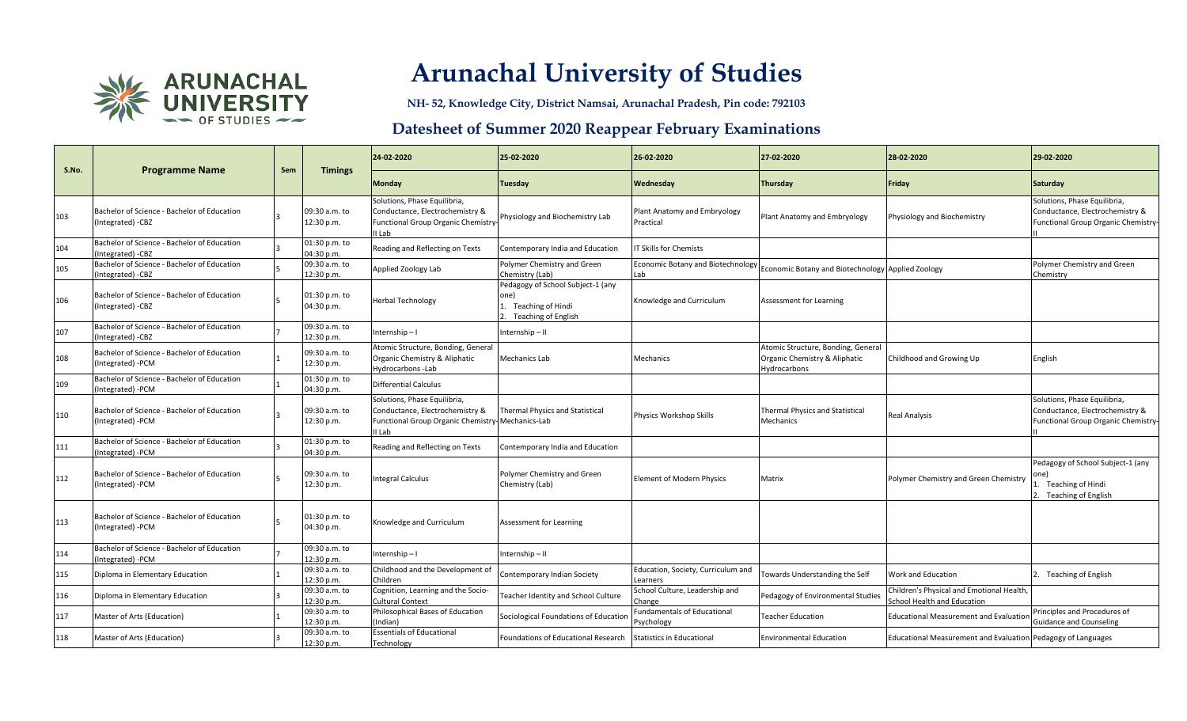# Arunachal University of Studies

**NH- 52, Knowledge City, District Namsai, Arunachal Pradesh, Pin code: 792103**

## Datesheet of Summer 2020 Reappear February Examinations

| S.No. | Programme Name | Sem | Timings | 24-02-2020 | 25-02-2020 | 26-02-2020 | 27-02-2020 | 28-02-2020 | 29-02-2020 |
|---|---|---|---|---|---|---|---|---|---|
| | | | | Monday | Tuesday | Wednesday | Thursday | Friday | Saturday |
| 103 | Bachelor of Science - Bachelor of Education (Integrated) -CBZ | 3 | 09:30 a.m. to 12:30 p.m. | Solutions, Phase Equilibria, Conductance, Electrochemistry & Functional Group Organic Chemistry-II Lab | Physiology and Biochemistry Lab | Plant Anatomy and Embryology Practical | Plant Anatomy and Embryology | Physiology and Biochemistry | Solutions, Phase Equilibria, Conductance, Electrochemistry & Functional Group Organic Chemistry-II |
| 104 | Bachelor of Science - Bachelor of Education (Integrated) -CBZ | 3 | 01:30 p.m. to 04:30 p.m. | Reading and Reflecting on Texts | Contemporary India and Education | IT Skills for Chemists | | | |
| 105 | Bachelor of Science - Bachelor of Education (Integrated) -CBZ | 5 | 09:30 a.m. to 12:30 p.m. | Applied Zoology Lab | Polymer Chemistry and Green Chemistry (Lab) | Economic Botany and Biotechnology Lab | Economic Botany and Biotechnology | Applied Zoology | Polymer Chemistry and Green Chemistry |
| 106 | Bachelor of Science - Bachelor of Education (Integrated) -CBZ | 5 | 01:30 p.m. to 04:30 p.m. | Herbal Technology | Pedagogy of School Subject-1 (any one)<br>1. Teaching of Hindi<br>2. Teaching of English | Knowledge and Curriculum | Assessment for Learning | | |
| 107 | Bachelor of Science - Bachelor of Education (Integrated) -CBZ | 7 | 09:30 a.m. to 12:30 p.m. | Internship – I | Internship – II | | | | |
| 108 | Bachelor of Science - Bachelor of Education (Integrated) -PCM | 1 | 09:30 a.m. to 12:30 p.m. | Atomic Structure, Bonding, General Organic Chemistry & Aliphatic Hydrocarbons -Lab | Mechanics Lab | Mechanics | Atomic Structure, Bonding, General Organic Chemistry & Aliphatic Hydrocarbons | Childhood and Growing Up | English |
| 109 | Bachelor of Science - Bachelor of Education (Integrated) -PCM | 1 | 01:30 p.m. to 04:30 p.m. | Differential Calculus | | | | | |
| 110 | Bachelor of Science - Bachelor of Education (Integrated) -PCM | 3 | 09:30 a.m. to 12:30 p.m. | Solutions, Phase Equilibria, Conductance, Electrochemistry & Functional Group Organic Chemistry-II Lab | Thermal Physics and Statistical Mechanics-Lab | Physics Workshop Skills | Thermal Physics and Statistical Mechanics | Real Analysis | Solutions, Phase Equilibria, Conductance, Electrochemistry & Functional Group Organic Chemistry-II |
| 111 | Bachelor of Science - Bachelor of Education (Integrated) -PCM | 3 | 01:30 p.m. to 04:30 p.m. | Reading and Reflecting on Texts | Contemporary India and Education | | | | |
| 112 | Bachelor of Science - Bachelor of Education (Integrated) -PCM | 5 | 09:30 a.m. to 12:30 p.m. | Integral Calculus | Polymer Chemistry and Green Chemistry (Lab) | Element of Modern Physics | Matrix | Polymer Chemistry and Green Chemistry | Pedagogy of School Subject-1 (any one)<br>1. Teaching of Hindi<br>2. Teaching of English |
| 113 | Bachelor of Science - Bachelor of Education (Integrated) -PCM | 5 | 01:30 p.m. to 04:30 p.m. | Knowledge and Curriculum | Assessment for Learning | | | | |
| 114 | Bachelor of Science - Bachelor of Education (Integrated) -PCM | 7 | 09:30 a.m. to 12:30 p.m. | Internship – I | Internship – II | | | | |
| 115 | Diploma in Elementary Education | 1 | 09:30 a.m. to 12:30 p.m. | Childhood and the Development of Children | Contemporary Indian Society | Education, Society, Curriculum and Learners | Towards Understanding the Self | Work and Education | 2. Teaching of English |
| 116 | Diploma in Elementary Education | 3 | 09:30 a.m. to 12:30 p.m. | Cognition, Learning and the Socio-Cultural Context | Teacher Identity and School Culture | School Culture, Leadership and Change | Pedagogy of Environmental Studies | Children's Physical and Emotional Health, School Health and Education | |
| 117 | Master of Arts (Education) | 1 | 09:30 a.m. to 12:30 p.m. | Philosophical Bases of Education (Indian) | Sociological Foundations of Education | Fundamentals of Educational Psychology | Teacher Education | Educational Measurement and Evaluation | Principles and Procedures of Guidance and Counseling |
| 118 | Master of Arts (Education) | 3 | 09:30 a.m. to 12:30 p.m. | Essentials of Educational Technology | Foundations of Educational Research | Statistics in Educational | Environmental Education | Educational Measurement and Evaluation | Pedagogy of Languages |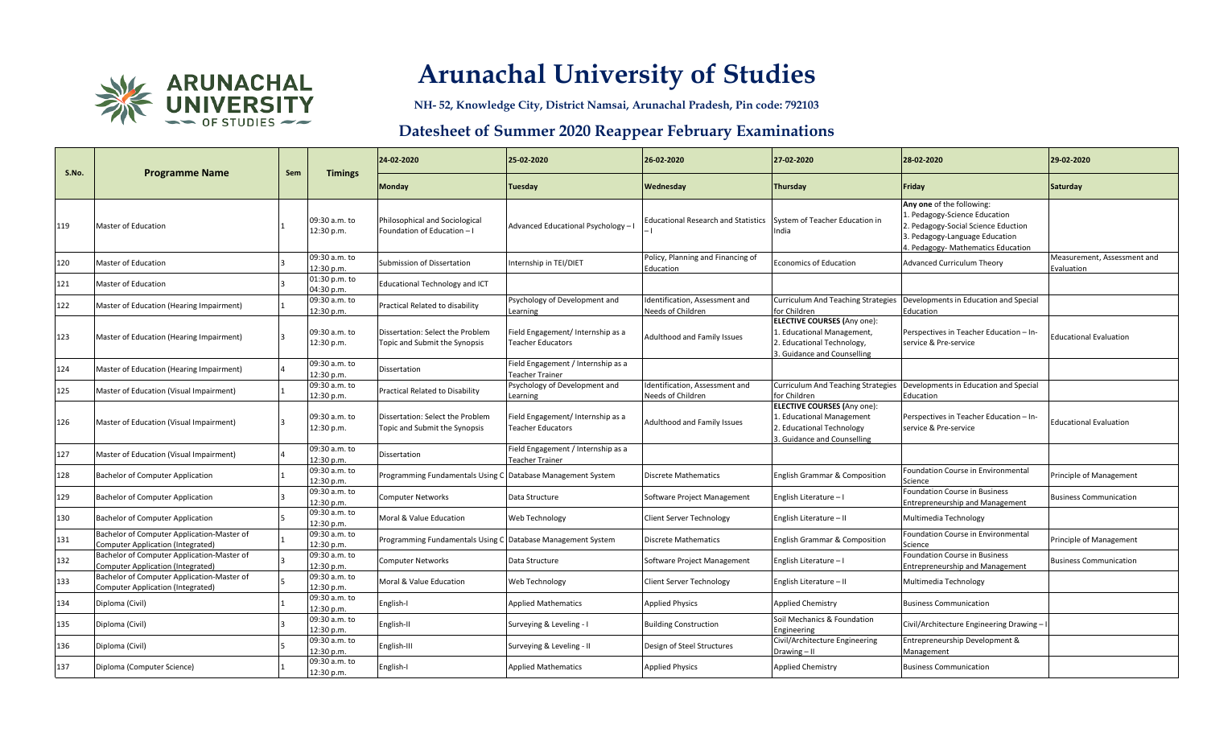# Arunachal University of Studies

**NH- 52, Knowledge City, District Namsai, Arunachal Pradesh, Pin code: 792103**

## Datesheet of Summer 2020 Reappear February Examinations

| S.No. | Programme Name | Sem | Timings | 24-02-2020 | 25-02-2020 | 26-02-2020 | 27-02-2020 | 28-02-2020 | 29-02-2020 |
|---|---|---|---|---|---|---|---|---|---|
| | | | | Monday | Tuesday | Wednesday | Thursday | Friday | Saturday |
| 119 | Master of Education | 1 | 09:30 a.m. to 12:30 p.m. | Philosophical and Sociological Foundation of Education – I | Advanced Educational Psychology – I | Educational Research and Statistics – I | System of Teacher Education in India | **Any one** of the following: 1. Pedagogy-Science Education 2. Pedagogy-Social Science Eduction 3. Pedagogy-Language Education 4. Pedagogy- Mathematics Education | |
| 120 | Master of Education | 3 | 09:30 a.m. to 12:30 p.m. | Submission of Dissertation | Internship in TEI/DIET | Policy, Planning and Financing of Education | Economics of Education | Advanced Curriculum Theory | Measurement, Assessment and Evaluation |
| 121 | Master of Education | 3 | 01:30 p.m. to 04:30 p.m. | Educational Technology and ICT | | | | | |
| 122 | Master of Education (Hearing Impairment) | 1 | 09:30 a.m. to 12:30 p.m. | Practical Related to disability | Psychology of Development and Learning | Identification, Assessment and Needs of Children | Curriculum And Teaching Strategies for Children | Developments in Education and Special Education | |
| 123 | Master of Education (Hearing Impairment) | 3 | 09:30 a.m. to 12:30 p.m. | Dissertation: Select the Problem Topic and Submit the Synopsis | Field Engagement/ Internship as a Teacher Educators | Adulthood and Family Issues | **ELECTIVE COURSES** (Any one): 1. Educational Management, 2. Educational Technology, 3. Guidance and Counselling | Perspectives in Teacher Education – In-service & Pre-service | Educational Evaluation |
| 124 | Master of Education (Hearing Impairment) | 4 | 09:30 a.m. to 12:30 p.m. | Dissertation | Field Engagement / Internship as a Teacher Trainer | | | | |
| 125 | Master of Education (Visual Impairment) | 1 | 09:30 a.m. to 12:30 p.m. | Practical Related to Disability | Psychology of Development and Learning | Identification, Assessment and Needs of Children | Curriculum And Teaching Strategies for Children | Developments in Education and Special Education | |
| 126 | Master of Education (Visual Impairment) | 3 | 09:30 a.m. to 12:30 p.m. | Dissertation: Select the Problem Topic and Submit the Synopsis | Field Engagement/ Internship as a Teacher Educators | Adulthood and Family Issues | **ELECTIVE COURSES** (Any one): 1. Educational Management 2. Educational Technology 3. Guidance and Counselling | Perspectives in Teacher Education – In-service & Pre-service | Educational Evaluation |
| 127 | Master of Education (Visual Impairment) | 4 | 09:30 a.m. to 12:30 p.m. | Dissertation | Field Engagement / Internship as a Teacher Trainer | | | | |
| 128 | Bachelor of Computer Application | 1 | 09:30 a.m. to 12:30 p.m. | Programming Fundamentals Using C | Database Management System | Discrete Mathematics | English Grammar & Composition | Foundation Course in Environmental Science | Principle of Management |
| 129 | Bachelor of Computer Application | 3 | 09:30 a.m. to 12:30 p.m. | Computer Networks | Data Structure | Software Project Management | English Literature – I | Foundation Course in Business Entrepreneurship and Management | Business Communication |
| 130 | Bachelor of Computer Application | 5 | 09:30 a.m. to 12:30 p.m. | Moral & Value Education | Web Technology | Client Server Technology | English Literature – II | Multimedia Technology | |
| 131 | Bachelor of Computer Application-Master of Computer Application (Integrated) | 1 | 09:30 a.m. to 12:30 p.m. | Programming Fundamentals Using C | Database Management System | Discrete Mathematics | English Grammar & Composition | Foundation Course in Environmental Science | Principle of Management |
| 132 | Bachelor of Computer Application-Master of Computer Application (Integrated) | 3 | 09:30 a.m. to 12:30 p.m. | Computer Networks | Data Structure | Software Project Management | English Literature – I | Foundation Course in Business Entrepreneurship and Management | Business Communication |
| 133 | Bachelor of Computer Application-Master of Computer Application (Integrated) | 5 | 09:30 a.m. to 12:30 p.m. | Moral & Value Education | Web Technology | Client Server Technology | English Literature – II | Multimedia Technology | |
| 134 | Diploma (Civil) | 1 | 09:30 a.m. to 12:30 p.m. | English-I | Applied Mathematics | Applied Physics | Applied Chemistry | Business Communication | |
| 135 | Diploma (Civil) | 3 | 09:30 a.m. to 12:30 p.m. | English-II | Surveying & Leveling - I | Building Construction | Soil Mechanics & Foundation Engineering | Civil/Architecture Engineering Drawing – I | |
| 136 | Diploma (Civil) | 5 | 09:30 a.m. to 12:30 p.m. | English-III | Surveying & Leveling - II | Design of Steel Structures | Civil/Architecture Engineering Drawing – II | Entrepreneurship Development & Management | |
| 137 | Diploma (Computer Science) | 1 | 09:30 a.m. to 12:30 p.m. | English-I | Applied Mathematics | Applied Physics | Applied Chemistry | Business Communication | |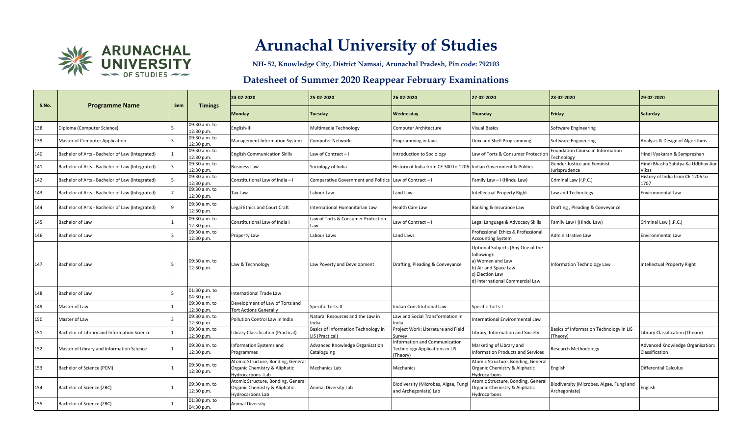# Arunachal University of Studies

**NH- 52, Knowledge City, District Namsai, Arunachal Pradesh, Pin code: 792103**

## Datesheet of Summer 2020 Reappear February Examinations

| S.No. | Programme Name | Sem | Timings | 24-02-2020 | 25-02-2020 | 26-02-2020 | 27-02-2020 | 28-02-2020 | 29-02-2020 |
|---|---|---|---|---|---|---|---|---|---|
| | | | | Monday | Tuesday | Wednesday | Thursday | Friday | Saturday |
| 138 | Diploma (Computer Science) | 5 | 09:30 a.m. to 12:30 p.m. | English-III | Multimedia Technology | Computer Architecture | Visual Basics | Software Engineering | |
| 139 | Master of Computer Application | 3 | 09:30 a.m. to 12:30 p.m. | Management Information System | Computer Networks | Programming in Java | Unix and Shell Programming | Software Engineering | Analysis & Design of Algorithms |
| 140 | Bachelor of Arts - Bachelor of Law (Integrated) | 1 | 09:30 a.m. to 12:30 p.m. | English Communication Skills | Law of Contract – I | Introduction to Sociology | Law of Torts & Consumer Protection | Foundation Course in Information Technology | Hindi Vyakaran & Sampreshan |
| 141 | Bachelor of Arts - Bachelor of Law (Integrated) | 3 | 09:30 a.m. to 12:30 p.m. | Business Law | Sociology of India | History of India from CE 300 to 1206 | Indian Government & Politics | Gender Justice and Feminist Jurisprudence | Hindi Bhasha Sahitya Ka Udbhav Aur Vikas |
| 142 | Bachelor of Arts - Bachelor of Law (Integrated) | 5 | 09:30 a.m. to 12:30 p.m. | Constitutional Law of India – I | Comparative Government and Politics | Law of Contract – I | Family Law – I (Hindu Law) | Criminal Law (I.P.C.) | History of India from CE 1206 to 1707 |
| 143 | Bachelor of Arts - Bachelor of Law (Integrated) | 7 | 09:30 a.m. to 12:30 p.m. | Tax Law | Labour Law | Land Law | Intellectual Property Right | Law and Technology | Environmental Law |
| 144 | Bachelor of Arts - Bachelor of Law (Integrated) | 9 | 09:30 a.m. to 12:30 p.m. | Legal Ethics and Court Craft | International Humanitarian Law | Health Care Law | Banking & Insurance Law | Drafting , Pleading & Conveyance | |
| 145 | Bachelor of Law | 1 | 09:30 a.m. to 12:30 p.m. | Constitutional Law of India I | Law of Torts & Consumer Protection Law | Law of Contract – I | Legal Language & Advocacy Skills | Family Law I (Hindu Law) | Criminal Law (I.P.C.) |
| 146 | Bachelor of Law | 3 | 09:30 a.m. to 12:30 p.m. | Property Law | Labour Laws | Land Laws | Professional Ethics & Professional Accounting System | Administrative Law | Environmental Law |
| 147 | Bachelor of Law | 5 | 09:30 a.m. to 12:30 p.m. | Law & Technology | Law Poverty and Development | Drafting, Pleading & Conveyance | Optional Subjects (Any One of the following): a) Women and Law b) Air and Space Law c) Election Law d) International Commercial Law | Information Technology Law | Intellectual Property Right |
| 148 | Bachelor of Law | 5 | 01:30 p.m. to 04:30 p.m. | International Trade Law | | | | | |
| 149 | Master of Law | 1 | 09:30 a.m. to 12:30 p.m. | Development of Law of Torts and Tort Actions Generally | Specific Torts-II | Indian Constitutional Law | Specific Torts-I | | |
| 150 | Master of Law | 3 | 09:30 a.m. to 12:30 p.m. | Pollution Control Law in India | Natural Resources and the Law in India | Law and Social Transformation in India | International Environmental Law | | |
| 151 | Bachelor of Library and Information Science | 1 | 09:30 a.m. to 12:30 p.m. | Library Classification (Practical) | Basics of Information Technology in LIS (Practical) | Project Work: Literature and Field Survey | Library, Information and Society | Basics of Information Technology in LIS (Theory) | Library Classification (Theory) |
| 152 | Master of Library and Information Science | 1 | 09:30 a.m. to 12:30 p.m. | Information Systems and Programmes | Advanced Knowledge Organisation: Cataloguing | Information and Communication Technology Applications in LIS (Theory) | Marketing of Library and Information Products and Services | Research Methodology | Advanced Knowledge Organisation: Classification |
| 153 | Bachelor of Science (PCM) | 1 | 09:30 a.m. to 12:30 p.m. | Atomic Structure, Bonding, General Organic Chemistry & Aliphatic Hydrocarbons -Lab | Mechanics Lab | Mechanics | Atomic Structure, Bonding, General Organic Chemistry & Aliphatic Hydrocarbons | English | Differential Calculus |
| 154 | Bachelor of Science (ZBC) | 1 | 09:30 a.m. to 12:30 p.m. | Atomic Structure, Bonding, General Organic Chemistry & Aliphatic Hydrocarbons Lab | Animal Diversity Lab | Biodiversity (Microbes, Algae, Fungi and Archegoniate) Lab | Atomic Structure, Bonding, General Organic Chemistry & Aliphatic Hydrocarbons | Biodiversity (Microbes, Algae, Fungi and Archegoniate) | English |
| 155 | Bachelor of Science (ZBC) | 1 | 01:30 p.m. to 04:30 p.m. | Animal Diversity | | | | | |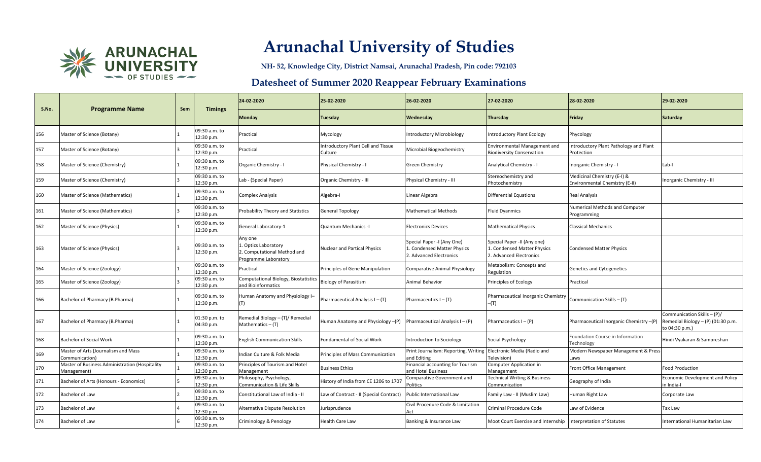# Arunachal University of Studies

**NH- 52, Knowledge City, District Namsai, Arunachal Pradesh, Pin code: 792103**

## Datesheet of Summer 2020 Reappear February Examinations

| S.No. | Programme Name | Sem | Timings | 24-02-2020 | 25-02-2020 | 26-02-2020 | 27-02-2020 | 28-02-2020 | 29-02-2020 |
|---|---|---|---|---|---|---|---|---|---|
| | | | | Monday | Tuesday | Wednesday | Thursday | Friday | Saturday |
| 156 | Master of Science (Botany) | 1 | 09:30 a.m. to 12:30 p.m. | Practical | Mycology | Introductory Microbiology | Introductory Plant Ecology | Phycology | |
| 157 | Master of Science (Botany) | 3 | 09:30 a.m. to 12:30 p.m. | Practical | Introductory Plant Cell and Tissue Culture | Microbial Biogeochemistry | Environmental Management and Biodiversity Conservation | Introductory Plant Pathology and Plant Protection | |
| 158 | Master of Science (Chemistry) | 1 | 09:30 a.m. to 12:30 p.m. | Organic Chemistry - I | Physical Chemistry - I | Green Chemistry | Analytical Chemistry - I | Inorganic Chemistry - I | Lab-I |
| 159 | Master of Science (Chemistry) | 3 | 09:30 a.m. to 12:30 p.m. | Lab - (Special Paper) | Organic Chemistry - III | Physical Chemistry - III | Stereochemistry and Photochemistry | Medicinal Chemistry (E-I) & Environmental Chemistry (E-II) | Inorganic Chemistry - III |
| 160 | Master of Science (Mathematics) | 1 | 09:30 a.m. to 12:30 p.m. | Complex Analysis | Algebra-I | Linear Algebra | Differential Equations | Real Analysis | |
| 161 | Master of Science (Mathematics) | 3 | 09:30 a.m. to 12:30 p.m. | Probability Theory and Statistics | General Topology | Mathematical Methods | Fluid Dyanmics | Numerical Methods and Computer Programming | |
| 162 | Master of Science (Physics) | 1 | 09:30 a.m. to 12:30 p.m. | General Laboratory-1 | Quantum Mechanics -I | Electronics Devices | Mathematical Physics | Classical Mechanics | |
| 163 | Master of Science (Physics) | 3 | 09:30 a.m. to 12:30 p.m. | Any one<br>1. Optics Laboratory<br>2. Computational Method and Programme Laboratory | Nuclear and Partical Physics | Special Paper -I (Any One)<br>1. Condensed Matter Physics<br>2. Advanced Electronics | Special Paper -II (Any one)<br>1. Condensed Matter Physics<br>2. Advanced Electronics | Condensed Matter Physics | |
| 164 | Master of Science (Zoology) | 1 | 09:30 a.m. to 12:30 p.m. | Practical | Principles of Gene Manipulation | Comparative Animal Physiology | Metabolism: Concepts and Regulation | Genetics and Cytogenetics | |
| 165 | Master of Science (Zoology) | 3 | 09:30 a.m. to 12:30 p.m. | Computational Biology, Biostatistics and Bioinformatics | Biology of Parasitism | Animal Behavior | Principles of Ecology | Practical | |
| 166 | Bachelor of Pharmacy (B.Pharma) | 1 | 09:30 a.m. to 12:30 p.m. | Human Anatomy and Physiology I–(T) | Pharmaceutical Analysis I – (T) | Pharmaceutics I – (T) | Pharmaceutical Inorganic Chemistry –(T) | Communication Skills – (T) | |
| 167 | Bachelor of Pharmacy (B.Pharma) | 1 | 01:30 p.m. to 04:30 p.m. | Remedial Biology – (T)/ Remedial Mathematics – (T) | Human Anatomy and Physiology –(P) | Pharmaceutical Analysis I – (P) | Pharmaceutics I – (P) | Pharmaceutical Inorganic Chemistry –(P) | Communication Skills – (P)/ Remedial Biology – (P) (01:30 p.m. to 04:30 p.m.) |
| 168 | Bachelor of Social Work | 1 | 09:30 a.m. to 12:30 p.m. | English Communication Skills | Fundamental of Social Work | Introduction to Sociology | Social Psychology | Foundation Course in Information Technology | Hindi Vyakaran & Sampreshan |
| 169 | Master of Arts (Journalism and Mass Communication) | 1 | 09:30 a.m. to 12:30 p.m. | Indian Culture & Folk Media | Principles of Mass Communication | Print Journalism: Reporting, Writing and Editing | Electronic Media (Radio and Television) | Modern Newspaper Management & Press Laws | |
| 170 | Master of Business Administration (Hospitality Management) | 1 | 09:30 a.m. to 12:30 p.m. | Principles of Tourism and Hotel Management | Business Ethics | Financial accounting for Tourism and Hotel Business | Computer Application in Management | Front Office Management | Food Production |
| 171 | Bachelor of Arts (Honours - Economics) | 5 | 09:30 a.m. to 12:30 p.m. | Philosophy, Psychology, Communication & Life Skills | History of India from CE 1206 to 1707 | Comparative Government and Politics | Technical Writing & Business Communication | Geography of India | Economic Development and Policy in India-I |
| 172 | Bachelor of Law | 2 | 09:30 a.m. to 12:30 p.m. | Constitutional Law of India - II | Law of Contract - II (Special Contract) | Public International Law | Family Law - II (Muslim Law) | Human Right Law | Corporate Law |
| 173 | Bachelor of Law | 4 | 09:30 a.m. to 12:30 p.m. | Alternative Dispute Resolution | Jurisprudence | Civil Procedure Code & Limitation Act | Criminal Procedure Code | Law of Evidence | Tax Law |
| 174 | Bachelor of Law | 6 | 09:30 a.m. to 12:30 p.m. | Criminology & Penology | Health Care Law | Banking & Insurance Law | Moot Court Exercise and Internship | Interpretation of Statutes | International Humanitarian Law |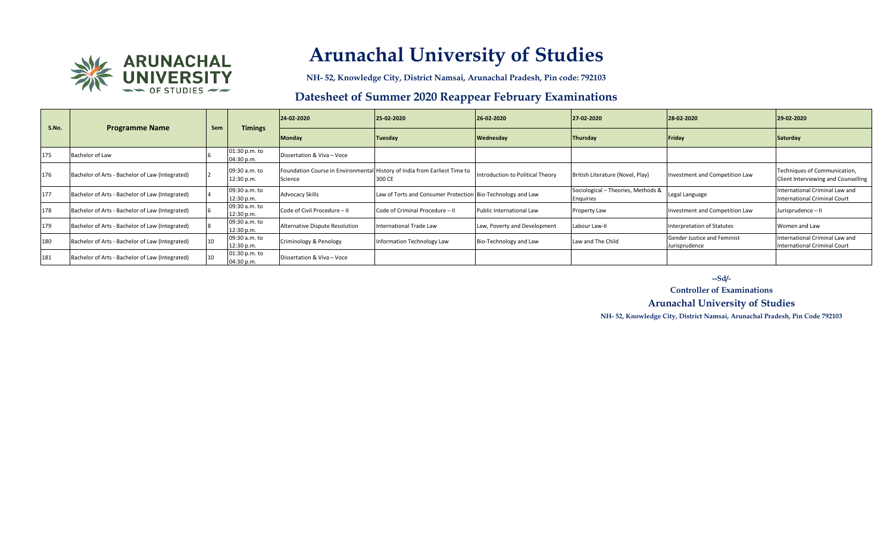# Arunachal University of Studies

**NH- 52, Knowledge City, District Namsai, Arunachal Pradesh, Pin code: 792103**

## Datesheet of Summer 2020 Reappear February Examinations

| S.No. | Programme Name | Sem | Timings | 24-02-2020 Monday | 25-02-2020 Tuesday | 26-02-2020 Wednesday | 27-02-2020 Thursday | 28-02-2020 Friday | 29-02-2020 Saturday |
|---|---|---|---|---|---|---|---|---|---|
| 175 | Bachelor of Law | 6 | 01:30 p.m. to 04:30 p.m. | Dissertation & Viva – Voce | | | | | |
| 176 | Bachelor of Arts - Bachelor of Law (Integrated) | 2 | 09:30 a.m. to 12:30 p.m. | Foundation Course in Environmental Science | History of India from Earliest Time to 300 CE | Introduction to Political Theory | British Literature (Novel, Play) | Investment and Competition Law | Techniques of Communication, Client Interviewing and Counselling |
| 177 | Bachelor of Arts - Bachelor of Law (Integrated) | 4 | 09:30 a.m. to 12:30 p.m. | Advocacy Skills | Law of Torts and Consumer Protection | Bio-Technology and Law | Sociological – Theories, Methods & Enquiries | Legal Language | International Criminal Law and International Criminal Court |
| 178 | Bachelor of Arts - Bachelor of Law (Integrated) | 6 | 09:30 a.m. to 12:30 p.m. | Code of Civil Procedure – II | Code of Criminal Procedure – II | Public International Law | Property Law | Investment and Competition Law | Jurisprudence – II |
| 179 | Bachelor of Arts - Bachelor of Law (Integrated) | 8 | 09:30 a.m. to 12:30 p.m. | Alternative Dispute Resolution | International Trade Law | Law, Poverty and Development | Labour Law-II | Interpretation of Statutes | Women and Law |
| 180 | Bachelor of Arts - Bachelor of Law (Integrated) | 10 | 09:30 a.m. to 12:30 p.m. | Criminology & Penology | Information Technology Law | Bio-Technology and Law | Law and The Child | Gender Justice and Feminist Jurisprudence | International Criminal Law and International Criminal Court |
| 181 | Bachelor of Arts - Bachelor of Law (Integrated) | 10 | 01:30 p.m. to 04:30 p.m. | Dissertation & Viva – Voce | | | | | |

**--Sd/-**

**Controller of Examinations**

**Arunachal University of Studies**

**NH- 52, Knowledge City, District Namsai, Arunachal Pradesh, Pin Code 792103**